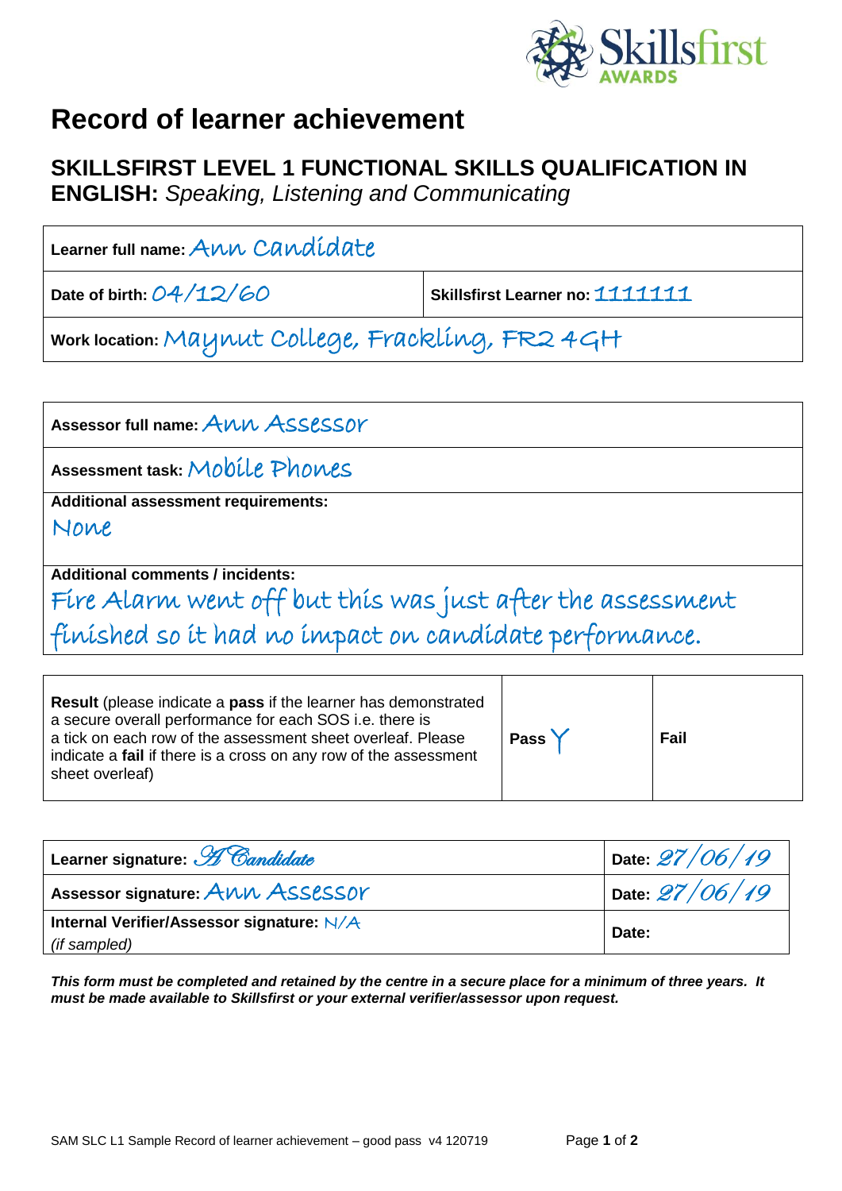# Record of learner achievement

## SKILLSFIRST LEVEL 1 FUNCTIONAL SKILLS QUALIFICATION IN ENGLISH: *Speaking, Listening and Communicating*

| | |
|---|---|
| **Learner full name:** Ann Candidate | |
| **Date of birth:** 04/12/60 | **Skillsfirst Learner no:** 1111111 |
| **Work location:** Maynut College, Frackling, FR2 4GH | |

| |
|---|
| **Assessor full name:** Ann Assessor |
| **Assessment task:** Mobile Phones |
| **Additional assessment requirements:** None |
| **Additional comments / incidents:** Fire Alarm went off but this was just after the assessment finished so it had no impact on candidate performance. |

| | | |
|---|---|---|
| **Result** (please indicate a **pass** if the learner has demonstrated a secure overall performance for each SOS i.e. there is a tick on each row of the assessment sheet overleaf. Please indicate a **fail** if there is a cross on any row of the assessment sheet overleaf) | **Pass** Y | **Fail** |

| | |
|---|---|
| **Learner signature:** A Candidate | **Date:** 27/06/19 |
| **Assessor signature:** Ann Assessor | **Date:** 27/06/19 |
| **Internal Verifier/Assessor signature:** N/A *(if sampled)* | **Date:** |

***This form must be completed and retained by the centre in a secure place for a minimum of three years. It must be made available to Skillsfirst or your external verifier/assessor upon request.***

SAM SLC L1 Sample Record of learner achievement – good pass v4 120719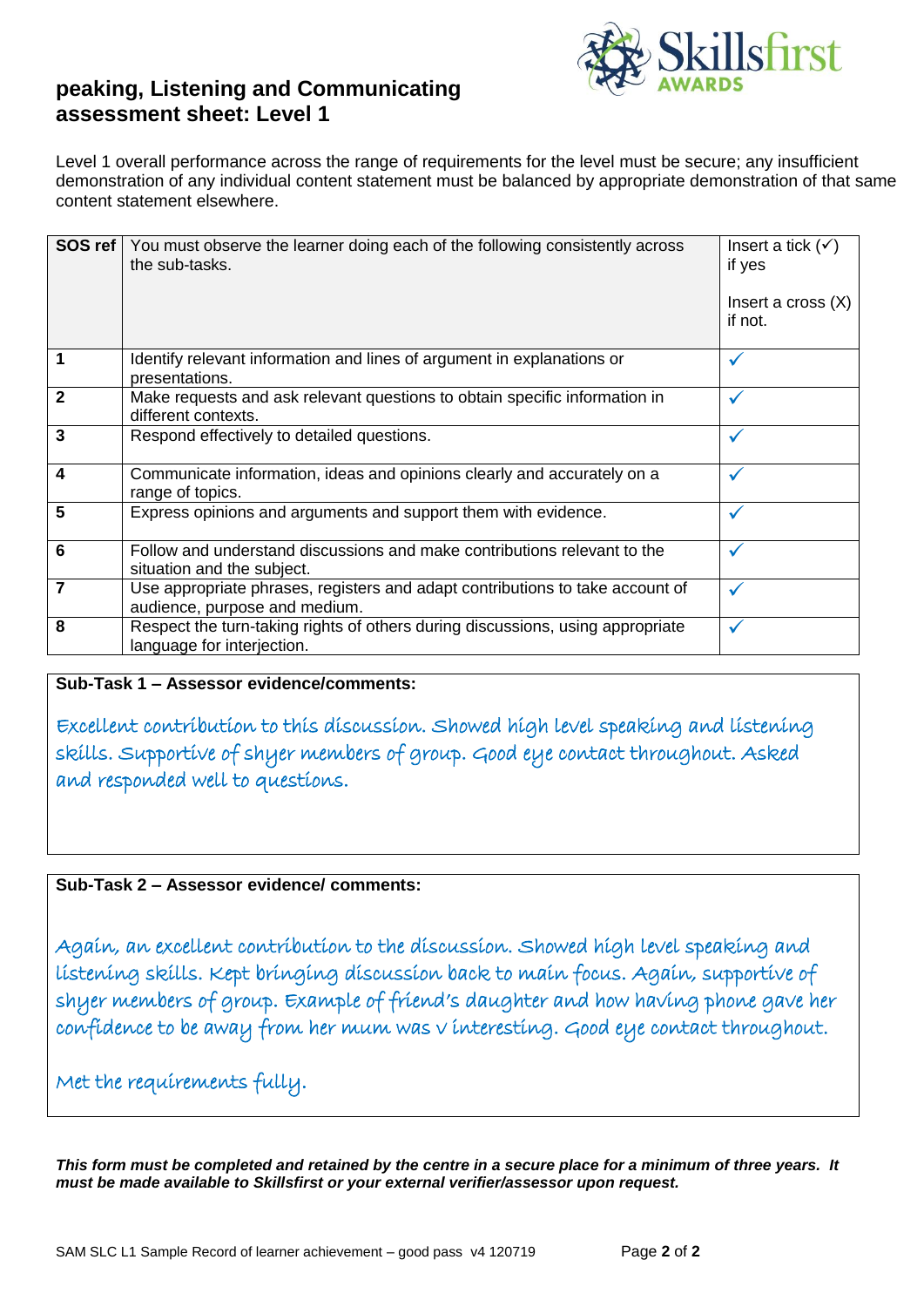## peaking, Listening and Communicating assessment sheet: Level 1

Level 1 overall performance across the range of requirements for the level must be secure; any insufficient demonstration of any individual content statement must be balanced by appropriate demonstration of that same content statement elsewhere.

| SOS ref | You must observe the learner doing each of the following consistently across the sub-tasks. | Insert a tick (✓) if yes<br><br>Insert a cross (X) if not. |
|---|---|---|
| 1 | Identify relevant information and lines of argument in explanations or presentations. | ✓ |
| 2 | Make requests and ask relevant questions to obtain specific information in different contexts. | ✓ |
| 3 | Respond effectively to detailed questions. | ✓ |
| 4 | Communicate information, ideas and opinions clearly and accurately on a range of topics. | ✓ |
| 5 | Express opinions and arguments and support them with evidence. | ✓ |
| 6 | Follow and understand discussions and make contributions relevant to the situation and the subject. | ✓ |
| 7 | Use appropriate phrases, registers and adapt contributions to take account of audience, purpose and medium. | ✓ |
| 8 | Respect the turn-taking rights of others during discussions, using appropriate language for interjection. | ✓ |

**Sub-Task 1 – Assessor evidence/comments:**

Excellent contribution to this discussion. Showed high level speaking and listening skills. Supportive of shyer members of group. Good eye contact throughout. Asked and responded well to questions.

**Sub-Task 2 – Assessor evidence/ comments:**

Again, an excellent contribution to the discussion. Showed high level speaking and listening skills. Kept bringing discussion back to main focus. Again, supportive of shyer members of group. Example of friend's daughter and how having phone gave her confidence to be away from her mum was v interesting. Good eye contact throughout.

Met the requirements fully.

***This form must be completed and retained by the centre in a secure place for a minimum of three years. It must be made available to Skillsfirst or your external verifier/assessor upon request.***

SAM SLC L1 Sample Record of learner achievement – good pass v4 120719